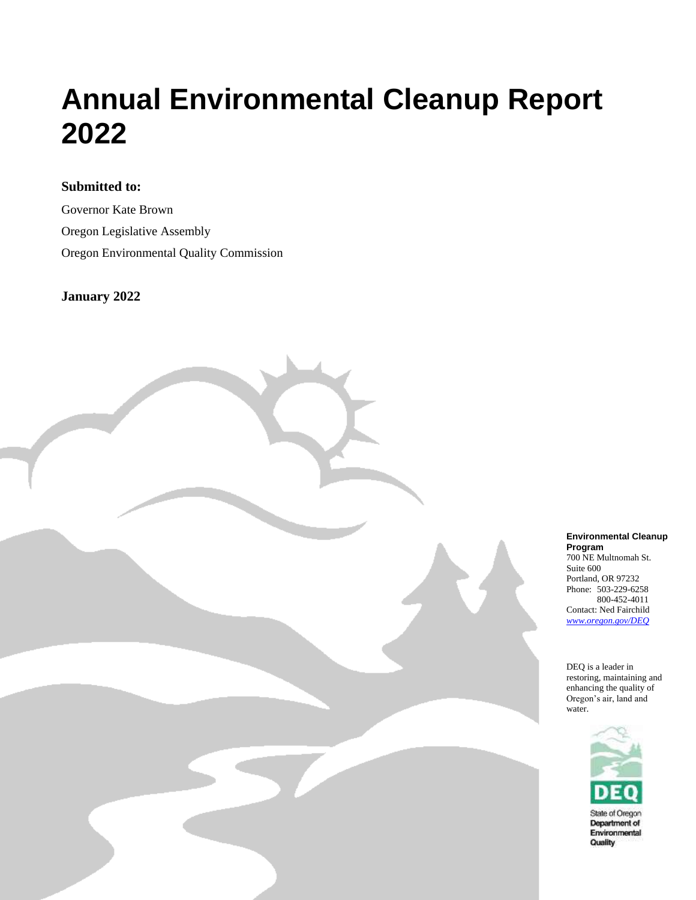# Annual Environmental Cleanup Report 2022

**Submitted to:**

Governor Kate Brown

Oregon Legislative Assembly

Oregon Environmental Quality Commission

**January 2022**

**Environmental Cleanup Program**
700 NE Multnomah St.
Suite 600
Portland, OR 97232
Phone: 503-229-6258
800-452-4011
Contact: Ned Fairchild
*www.oregon.gov/DEQ*

DEQ is a leader in restoring, maintaining and enhancing the quality of Oregon's air, land and water.

DEQ
State of Oregon
Department of Environmental Quality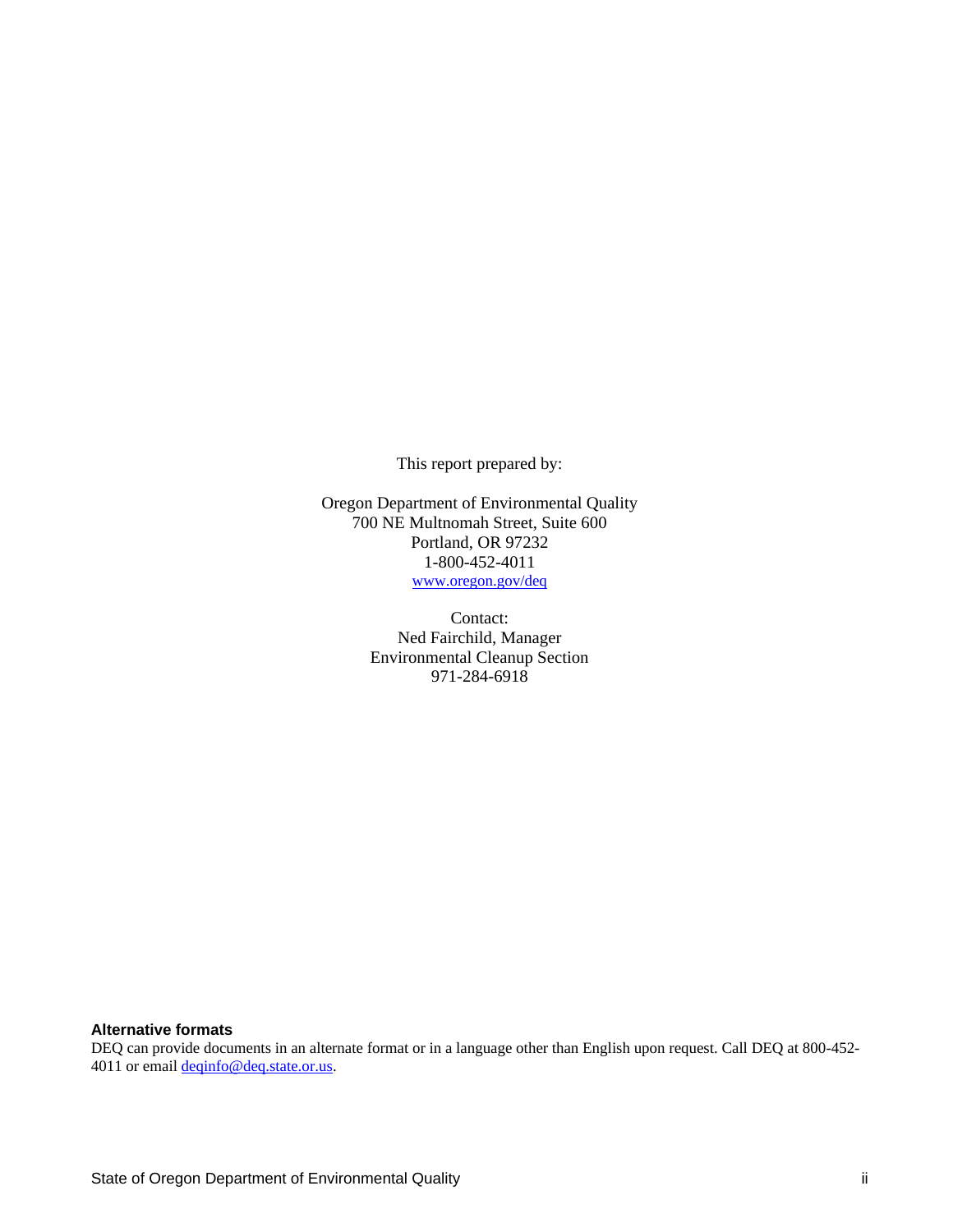This report prepared by:

Oregon Department of Environmental Quality
700 NE Multnomah Street, Suite 600
Portland, OR 97232
1-800-452-4011
[www.oregon.gov/deq](http://www.oregon.gov/deq)

Contact:
Ned Fairchild, Manager
Environmental Cleanup Section
971-284-6918

**Alternative formats**

DEQ can provide documents in an alternate format or in a language other than English upon request. Call DEQ at 800-452-4011 or email [deqinfo@deq.state.or.us](mailto:deqinfo@deq.state.or.us).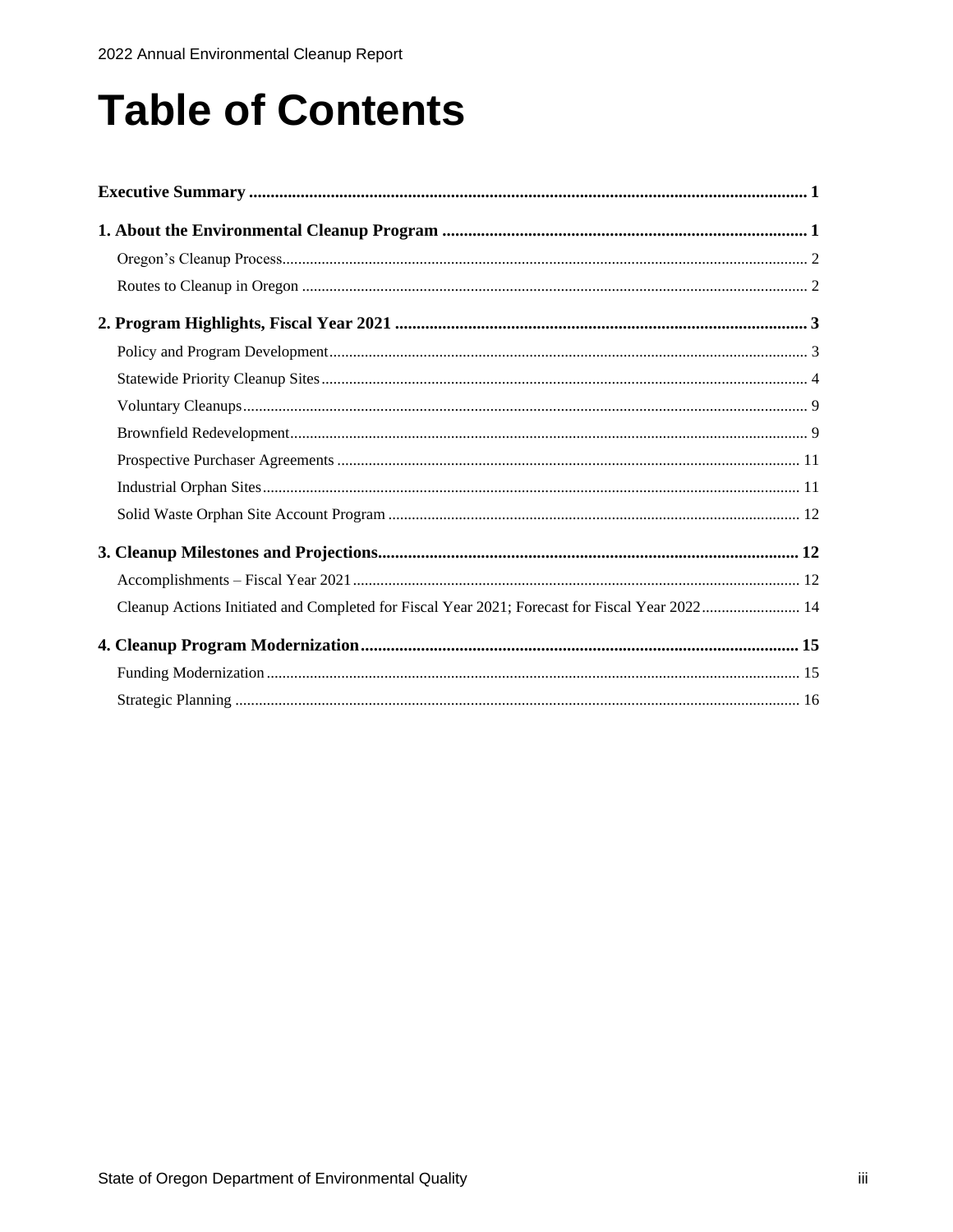# Table of Contents

**Executive Summary** .......... **1**

**1. About the Environmental Cleanup Program** .......... **1**

- Oregon's Cleanup Process .......... 2
- Routes to Cleanup in Oregon .......... 2

**2. Program Highlights, Fiscal Year 2021** .......... **3**

- Policy and Program Development .......... 3
- Statewide Priority Cleanup Sites .......... 4
- Voluntary Cleanups .......... 9
- Brownfield Redevelopment .......... 9
- Prospective Purchaser Agreements .......... 11
- Industrial Orphan Sites .......... 11
- Solid Waste Orphan Site Account Program .......... 12

**3. Cleanup Milestones and Projections** .......... **12**

- Accomplishments – Fiscal Year 2021 .......... 12
- Cleanup Actions Initiated and Completed for Fiscal Year 2021; Forecast for Fiscal Year 2022 .......... 14

**4. Cleanup Program Modernization** .......... **15**

- Funding Modernization .......... 15
- Strategic Planning .......... 16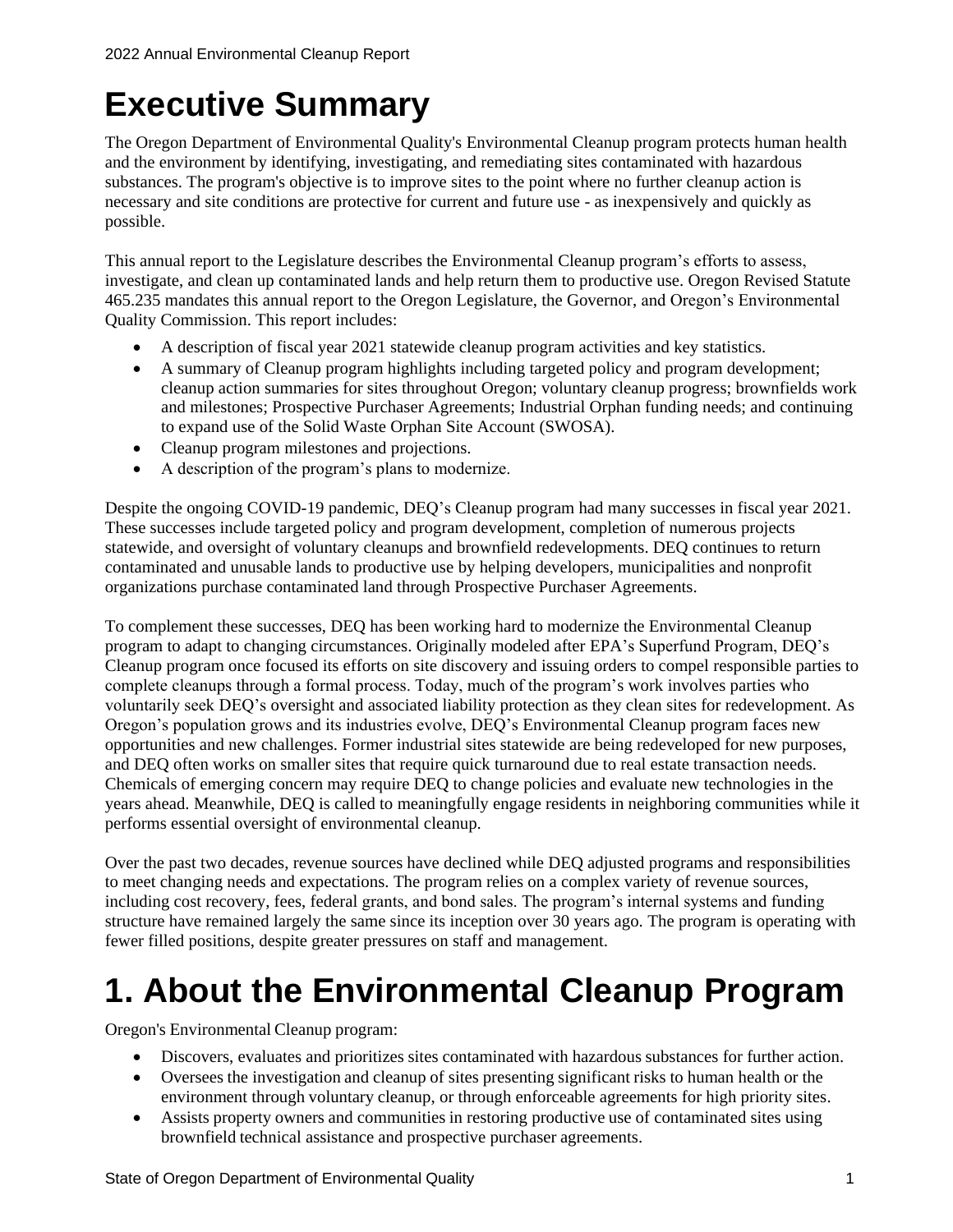# Executive Summary

The Oregon Department of Environmental Quality's Environmental Cleanup program protects human health and the environment by identifying, investigating, and remediating sites contaminated with hazardous substances. The program's objective is to improve sites to the point where no further cleanup action is necessary and site conditions are protective for current and future use - as inexpensively and quickly as possible.

This annual report to the Legislature describes the Environmental Cleanup program's efforts to assess, investigate, and clean up contaminated lands and help return them to productive use. Oregon Revised Statute 465.235 mandates this annual report to the Oregon Legislature, the Governor, and Oregon's Environmental Quality Commission. This report includes:

- A description of fiscal year 2021 statewide cleanup program activities and key statistics.
- A summary of Cleanup program highlights including targeted policy and program development; cleanup action summaries for sites throughout Oregon; voluntary cleanup progress; brownfields work and milestones; Prospective Purchaser Agreements; Industrial Orphan funding needs; and continuing to expand use of the Solid Waste Orphan Site Account (SWOSA).
- Cleanup program milestones and projections.
- A description of the program's plans to modernize.

Despite the ongoing COVID-19 pandemic, DEQ's Cleanup program had many successes in fiscal year 2021. These successes include targeted policy and program development, completion of numerous projects statewide, and oversight of voluntary cleanups and brownfield redevelopments. DEQ continues to return contaminated and unusable lands to productive use by helping developers, municipalities and nonprofit organizations purchase contaminated land through Prospective Purchaser Agreements.

To complement these successes, DEQ has been working hard to modernize the Environmental Cleanup program to adapt to changing circumstances. Originally modeled after EPA's Superfund Program, DEQ's Cleanup program once focused its efforts on site discovery and issuing orders to compel responsible parties to complete cleanups through a formal process. Today, much of the program's work involves parties who voluntarily seek DEQ's oversight and associated liability protection as they clean sites for redevelopment. As Oregon's population grows and its industries evolve, DEQ's Environmental Cleanup program faces new opportunities and new challenges. Former industrial sites statewide are being redeveloped for new purposes, and DEQ often works on smaller sites that require quick turnaround due to real estate transaction needs. Chemicals of emerging concern may require DEQ to change policies and evaluate new technologies in the years ahead. Meanwhile, DEQ is called to meaningfully engage residents in neighboring communities while it performs essential oversight of environmental cleanup.

Over the past two decades, revenue sources have declined while DEQ adjusted programs and responsibilities to meet changing needs and expectations. The program relies on a complex variety of revenue sources, including cost recovery, fees, federal grants, and bond sales. The program's internal systems and funding structure have remained largely the same since its inception over 30 years ago. The program is operating with fewer filled positions, despite greater pressures on staff and management.

# 1. About the Environmental Cleanup Program

Oregon's Environmental Cleanup program:

- Discovers, evaluates and prioritizes sites contaminated with hazardous substances for further action.
- Oversees the investigation and cleanup of sites presenting significant risks to human health or the environment through voluntary cleanup, or through enforceable agreements for high priority sites.
- Assists property owners and communities in restoring productive use of contaminated sites using brownfield technical assistance and prospective purchaser agreements.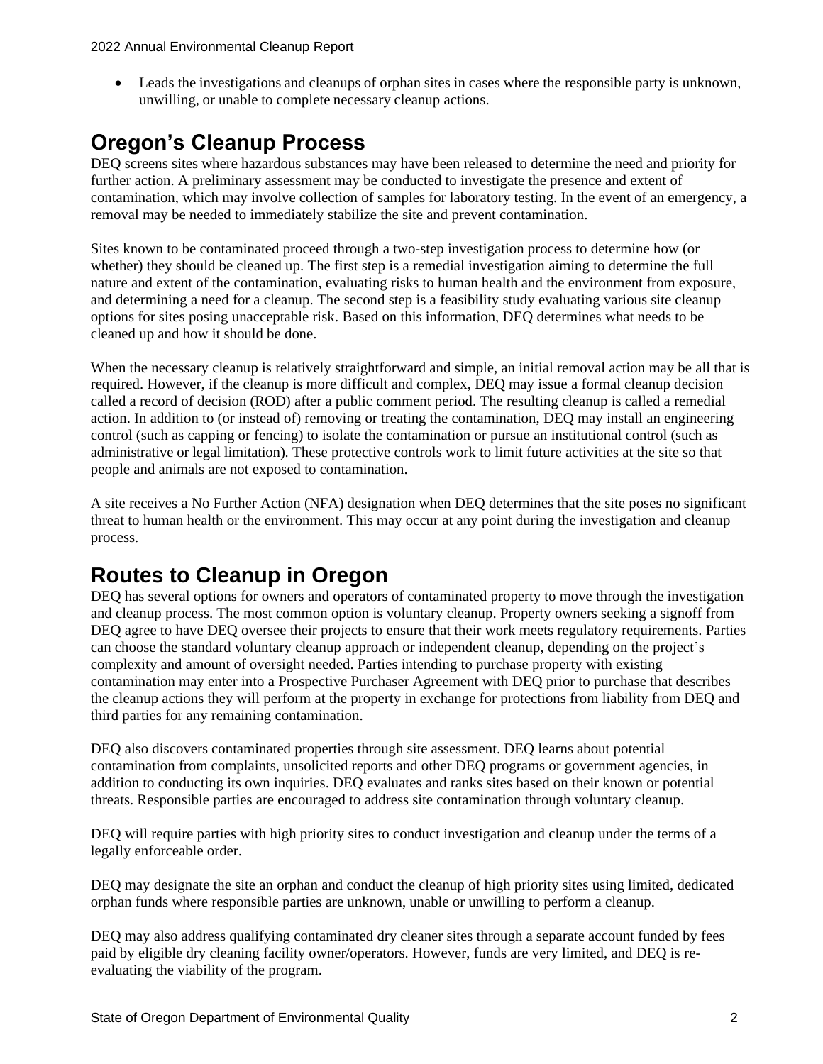- Leads the investigations and cleanups of orphan sites in cases where the responsible party is unknown, unwilling, or unable to complete necessary cleanup actions.

## Oregon's Cleanup Process

DEQ screens sites where hazardous substances may have been released to determine the need and priority for further action. A preliminary assessment may be conducted to investigate the presence and extent of contamination, which may involve collection of samples for laboratory testing. In the event of an emergency, a removal may be needed to immediately stabilize the site and prevent contamination.

Sites known to be contaminated proceed through a two-step investigation process to determine how (or whether) they should be cleaned up. The first step is a remedial investigation aiming to determine the full nature and extent of the contamination, evaluating risks to human health and the environment from exposure, and determining a need for a cleanup. The second step is a feasibility study evaluating various site cleanup options for sites posing unacceptable risk. Based on this information, DEQ determines what needs to be cleaned up and how it should be done.

When the necessary cleanup is relatively straightforward and simple, an initial removal action may be all that is required. However, if the cleanup is more difficult and complex, DEQ may issue a formal cleanup decision called a record of decision (ROD) after a public comment period. The resulting cleanup is called a remedial action. In addition to (or instead of) removing or treating the contamination, DEQ may install an engineering control (such as capping or fencing) to isolate the contamination or pursue an institutional control (such as administrative or legal limitation). These protective controls work to limit future activities at the site so that people and animals are not exposed to contamination.

A site receives a No Further Action (NFA) designation when DEQ determines that the site poses no significant threat to human health or the environment. This may occur at any point during the investigation and cleanup process.

## Routes to Cleanup in Oregon

DEQ has several options for owners and operators of contaminated property to move through the investigation and cleanup process. The most common option is voluntary cleanup. Property owners seeking a signoff from DEQ agree to have DEQ oversee their projects to ensure that their work meets regulatory requirements. Parties can choose the standard voluntary cleanup approach or independent cleanup, depending on the project's complexity and amount of oversight needed. Parties intending to purchase property with existing contamination may enter into a Prospective Purchaser Agreement with DEQ prior to purchase that describes the cleanup actions they will perform at the property in exchange for protections from liability from DEQ and third parties for any remaining contamination.

DEQ also discovers contaminated properties through site assessment. DEQ learns about potential contamination from complaints, unsolicited reports and other DEQ programs or government agencies, in addition to conducting its own inquiries. DEQ evaluates and ranks sites based on their known or potential threats. Responsible parties are encouraged to address site contamination through voluntary cleanup.

DEQ will require parties with high priority sites to conduct investigation and cleanup under the terms of a legally enforceable order.

DEQ may designate the site an orphan and conduct the cleanup of high priority sites using limited, dedicated orphan funds where responsible parties are unknown, unable or unwilling to perform a cleanup.

DEQ may also address qualifying contaminated dry cleaner sites through a separate account funded by fees paid by eligible dry cleaning facility owner/operators. However, funds are very limited, and DEQ is re-evaluating the viability of the program.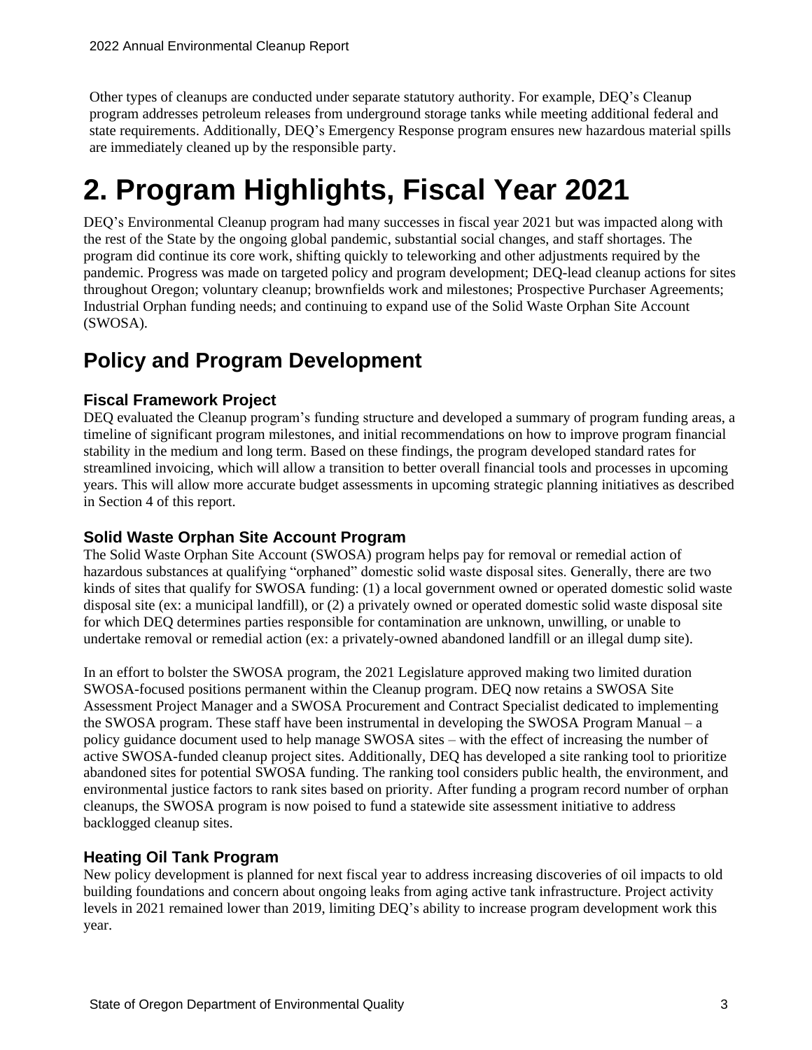Other types of cleanups are conducted under separate statutory authority. For example, DEQ's Cleanup program addresses petroleum releases from underground storage tanks while meeting additional federal and state requirements. Additionally, DEQ's Emergency Response program ensures new hazardous material spills are immediately cleaned up by the responsible party.

# 2. Program Highlights, Fiscal Year 2021

DEQ's Environmental Cleanup program had many successes in fiscal year 2021 but was impacted along with the rest of the State by the ongoing global pandemic, substantial social changes, and staff shortages. The program did continue its core work, shifting quickly to teleworking and other adjustments required by the pandemic. Progress was made on targeted policy and program development; DEQ-lead cleanup actions for sites throughout Oregon; voluntary cleanup; brownfields work and milestones; Prospective Purchaser Agreements; Industrial Orphan funding needs; and continuing to expand use of the Solid Waste Orphan Site Account (SWOSA).

## Policy and Program Development

### Fiscal Framework Project

DEQ evaluated the Cleanup program's funding structure and developed a summary of program funding areas, a timeline of significant program milestones, and initial recommendations on how to improve program financial stability in the medium and long term. Based on these findings, the program developed standard rates for streamlined invoicing, which will allow a transition to better overall financial tools and processes in upcoming years. This will allow more accurate budget assessments in upcoming strategic planning initiatives as described in Section 4 of this report.

### Solid Waste Orphan Site Account Program

The Solid Waste Orphan Site Account (SWOSA) program helps pay for removal or remedial action of hazardous substances at qualifying "orphaned" domestic solid waste disposal sites. Generally, there are two kinds of sites that qualify for SWOSA funding: (1) a local government owned or operated domestic solid waste disposal site (ex: a municipal landfill), or (2) a privately owned or operated domestic solid waste disposal site for which DEQ determines parties responsible for contamination are unknown, unwilling, or unable to undertake removal or remedial action (ex: a privately-owned abandoned landfill or an illegal dump site).

In an effort to bolster the SWOSA program, the 2021 Legislature approved making two limited duration SWOSA-focused positions permanent within the Cleanup program. DEQ now retains a SWOSA Site Assessment Project Manager and a SWOSA Procurement and Contract Specialist dedicated to implementing the SWOSA program. These staff have been instrumental in developing the SWOSA Program Manual – a policy guidance document used to help manage SWOSA sites – with the effect of increasing the number of active SWOSA-funded cleanup project sites. Additionally, DEQ has developed a site ranking tool to prioritize abandoned sites for potential SWOSA funding. The ranking tool considers public health, the environment, and environmental justice factors to rank sites based on priority. After funding a program record number of orphan cleanups, the SWOSA program is now poised to fund a statewide site assessment initiative to address backlogged cleanup sites.

### Heating Oil Tank Program

New policy development is planned for next fiscal year to address increasing discoveries of oil impacts to old building foundations and concern about ongoing leaks from aging active tank infrastructure. Project activity levels in 2021 remained lower than 2019, limiting DEQ's ability to increase program development work this year.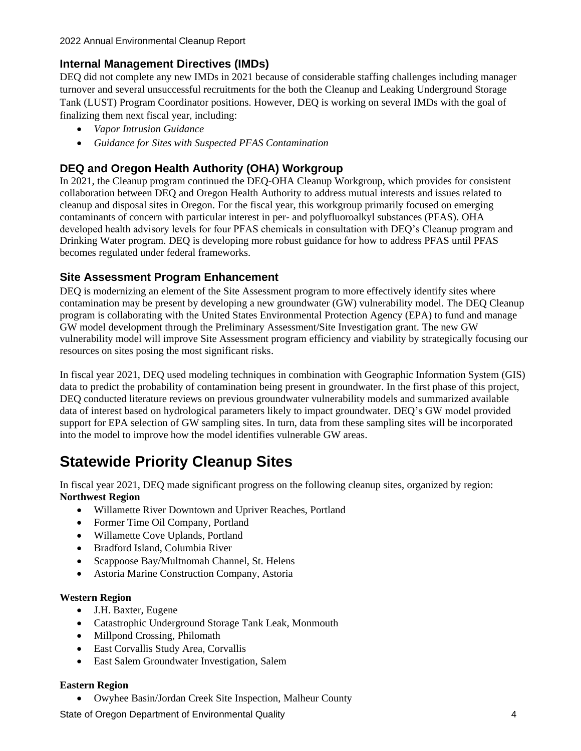## Internal Management Directives (IMDs)

DEQ did not complete any new IMDs in 2021 because of considerable staffing challenges including manager turnover and several unsuccessful recruitments for the both the Cleanup and Leaking Underground Storage Tank (LUST) Program Coordinator positions. However, DEQ is working on several IMDs with the goal of finalizing them next fiscal year, including:

- *Vapor Intrusion Guidance*
- *Guidance for Sites with Suspected PFAS Contamination*

## DEQ and Oregon Health Authority (OHA) Workgroup

In 2021, the Cleanup program continued the DEQ-OHA Cleanup Workgroup, which provides for consistent collaboration between DEQ and Oregon Health Authority to address mutual interests and issues related to cleanup and disposal sites in Oregon. For the fiscal year, this workgroup primarily focused on emerging contaminants of concern with particular interest in per- and polyfluoroalkyl substances (PFAS). OHA developed health advisory levels for four PFAS chemicals in consultation with DEQ's Cleanup program and Drinking Water program. DEQ is developing more robust guidance for how to address PFAS until PFAS becomes regulated under federal frameworks.

## Site Assessment Program Enhancement

DEQ is modernizing an element of the Site Assessment program to more effectively identify sites where contamination may be present by developing a new groundwater (GW) vulnerability model. The DEQ Cleanup program is collaborating with the United States Environmental Protection Agency (EPA) to fund and manage GW model development through the Preliminary Assessment/Site Investigation grant. The new GW vulnerability model will improve Site Assessment program efficiency and viability by strategically focusing our resources on sites posing the most significant risks.

In fiscal year 2021, DEQ used modeling techniques in combination with Geographic Information System (GIS) data to predict the probability of contamination being present in groundwater. In the first phase of this project, DEQ conducted literature reviews on previous groundwater vulnerability models and summarized available data of interest based on hydrological parameters likely to impact groundwater. DEQ's GW model provided support for EPA selection of GW sampling sites. In turn, data from these sampling sites will be incorporated into the model to improve how the model identifies vulnerable GW areas.

# Statewide Priority Cleanup Sites

In fiscal year 2021, DEQ made significant progress on the following cleanup sites, organized by region:

**Northwest Region**

- Willamette River Downtown and Upriver Reaches, Portland
- Former Time Oil Company, Portland
- Willamette Cove Uplands, Portland
- Bradford Island, Columbia River
- Scappoose Bay/Multnomah Channel, St. Helens
- Astoria Marine Construction Company, Astoria

**Western Region**

- J.H. Baxter, Eugene
- Catastrophic Underground Storage Tank Leak, Monmouth
- Millpond Crossing, Philomath
- East Corvallis Study Area, Corvallis
- East Salem Groundwater Investigation, Salem

**Eastern Region**

- Owyhee Basin/Jordan Creek Site Inspection, Malheur County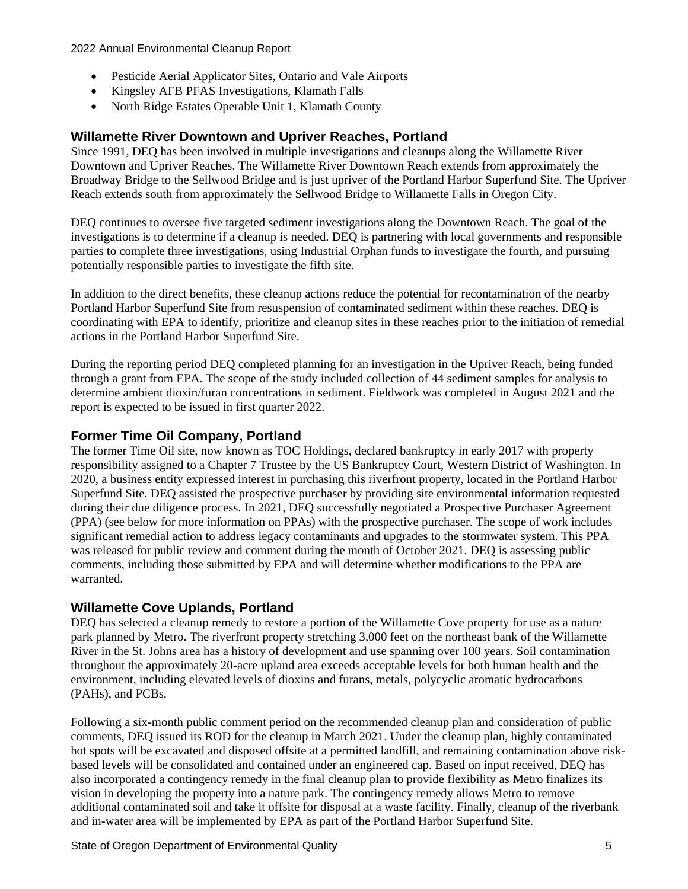- Pesticide Aerial Applicator Sites, Ontario and Vale Airports
- Kingsley AFB PFAS Investigations, Klamath Falls
- North Ridge Estates Operable Unit 1, Klamath County

## Willamette River Downtown and Upriver Reaches, Portland

Since 1991, DEQ has been involved in multiple investigations and cleanups along the Willamette River Downtown and Upriver Reaches. The Willamette River Downtown Reach extends from approximately the Broadway Bridge to the Sellwood Bridge and is just upriver of the Portland Harbor Superfund Site. The Upriver Reach extends south from approximately the Sellwood Bridge to Willamette Falls in Oregon City.

DEQ continues to oversee five targeted sediment investigations along the Downtown Reach. The goal of the investigations is to determine if a cleanup is needed. DEQ is partnering with local governments and responsible parties to complete three investigations, using Industrial Orphan funds to investigate the fourth, and pursuing potentially responsible parties to investigate the fifth site.

In addition to the direct benefits, these cleanup actions reduce the potential for recontamination of the nearby Portland Harbor Superfund Site from resuspension of contaminated sediment within these reaches. DEQ is coordinating with EPA to identify, prioritize and cleanup sites in these reaches prior to the initiation of remedial actions in the Portland Harbor Superfund Site.

During the reporting period DEQ completed planning for an investigation in the Upriver Reach, being funded through a grant from EPA. The scope of the study included collection of 44 sediment samples for analysis to determine ambient dioxin/furan concentrations in sediment. Fieldwork was completed in August 2021 and the report is expected to be issued in first quarter 2022.

## Former Time Oil Company, Portland

The former Time Oil site, now known as TOC Holdings, declared bankruptcy in early 2017 with property responsibility assigned to a Chapter 7 Trustee by the US Bankruptcy Court, Western District of Washington. In 2020, a business entity expressed interest in purchasing this riverfront property, located in the Portland Harbor Superfund Site. DEQ assisted the prospective purchaser by providing site environmental information requested during their due diligence process. In 2021, DEQ successfully negotiated a Prospective Purchaser Agreement (PPA) (see below for more information on PPAs) with the prospective purchaser. The scope of work includes significant remedial action to address legacy contaminants and upgrades to the stormwater system. This PPA was released for public review and comment during the month of October 2021. DEQ is assessing public comments, including those submitted by EPA and will determine whether modifications to the PPA are warranted.

## Willamette Cove Uplands, Portland

DEQ has selected a cleanup remedy to restore a portion of the Willamette Cove property for use as a nature park planned by Metro. The riverfront property stretching 3,000 feet on the northeast bank of the Willamette River in the St. Johns area has a history of development and use spanning over 100 years. Soil contamination throughout the approximately 20-acre upland area exceeds acceptable levels for both human health and the environment, including elevated levels of dioxins and furans, metals, polycyclic aromatic hydrocarbons (PAHs), and PCBs.

Following a six-month public comment period on the recommended cleanup plan and consideration of public comments, DEQ issued its ROD for the cleanup in March 2021. Under the cleanup plan, highly contaminated hot spots will be excavated and disposed offsite at a permitted landfill, and remaining contamination above risk-based levels will be consolidated and contained under an engineered cap. Based on input received, DEQ has also incorporated a contingency remedy in the final cleanup plan to provide flexibility as Metro finalizes its vision in developing the property into a nature park. The contingency remedy allows Metro to remove additional contaminated soil and take it offsite for disposal at a waste facility. Finally, cleanup of the riverbank and in-water area will be implemented by EPA as part of the Portland Harbor Superfund Site.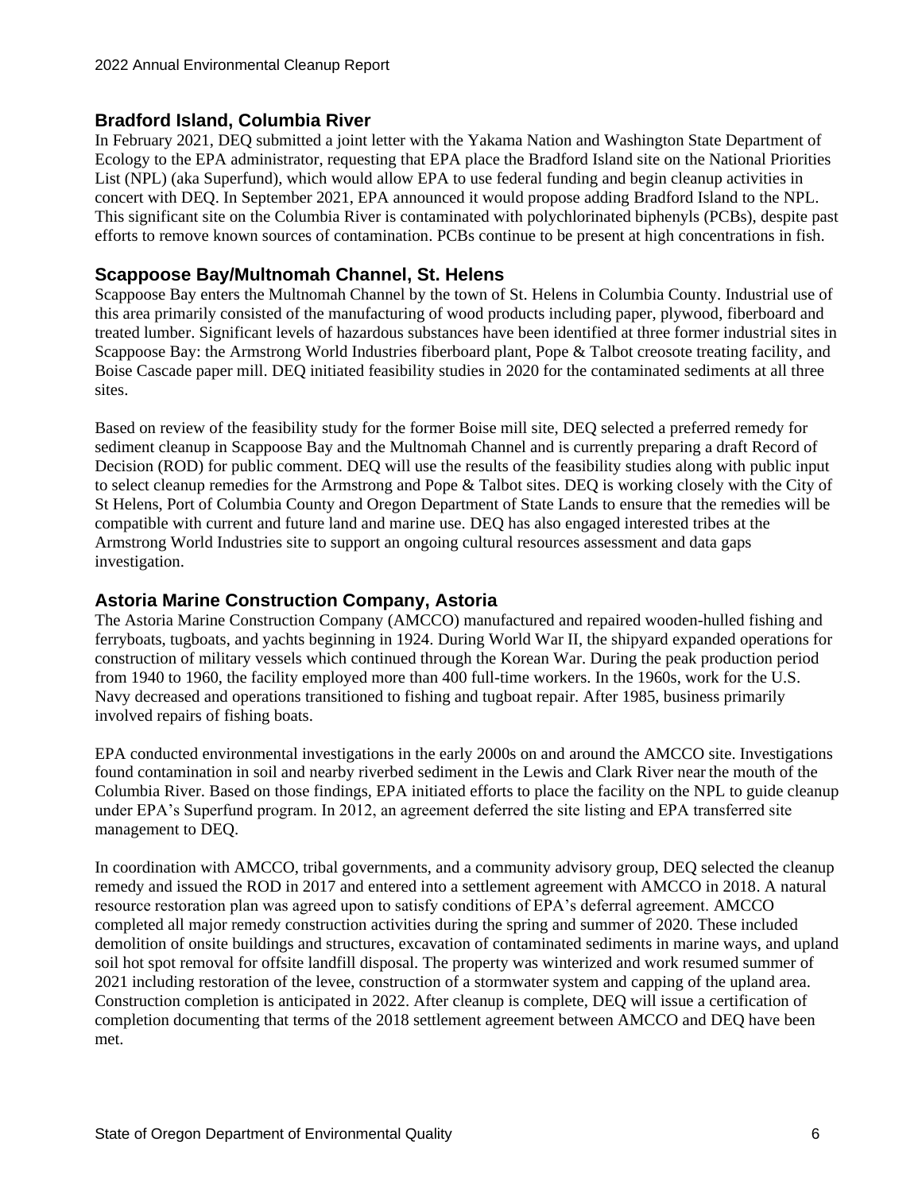## Bradford Island, Columbia River

In February 2021, DEQ submitted a joint letter with the Yakama Nation and Washington State Department of Ecology to the EPA administrator, requesting that EPA place the Bradford Island site on the National Priorities List (NPL) (aka Superfund), which would allow EPA to use federal funding and begin cleanup activities in concert with DEQ. In September 2021, EPA announced it would propose adding Bradford Island to the NPL. This significant site on the Columbia River is contaminated with polychlorinated biphenyls (PCBs), despite past efforts to remove known sources of contamination. PCBs continue to be present at high concentrations in fish.

## Scappoose Bay/Multnomah Channel, St. Helens

Scappoose Bay enters the Multnomah Channel by the town of St. Helens in Columbia County. Industrial use of this area primarily consisted of the manufacturing of wood products including paper, plywood, fiberboard and treated lumber. Significant levels of hazardous substances have been identified at three former industrial sites in Scappoose Bay: the Armstrong World Industries fiberboard plant, Pope & Talbot creosote treating facility, and Boise Cascade paper mill. DEQ initiated feasibility studies in 2020 for the contaminated sediments at all three sites.

Based on review of the feasibility study for the former Boise mill site, DEQ selected a preferred remedy for sediment cleanup in Scappoose Bay and the Multnomah Channel and is currently preparing a draft Record of Decision (ROD) for public comment. DEQ will use the results of the feasibility studies along with public input to select cleanup remedies for the Armstrong and Pope & Talbot sites. DEQ is working closely with the City of St Helens, Port of Columbia County and Oregon Department of State Lands to ensure that the remedies will be compatible with current and future land and marine use. DEQ has also engaged interested tribes at the Armstrong World Industries site to support an ongoing cultural resources assessment and data gaps investigation.

## Astoria Marine Construction Company, Astoria

The Astoria Marine Construction Company (AMCCO) manufactured and repaired wooden-hulled fishing and ferryboats, tugboats, and yachts beginning in 1924. During World War II, the shipyard expanded operations for construction of military vessels which continued through the Korean War. During the peak production period from 1940 to 1960, the facility employed more than 400 full-time workers. In the 1960s, work for the U.S. Navy decreased and operations transitioned to fishing and tugboat repair. After 1985, business primarily involved repairs of fishing boats.

EPA conducted environmental investigations in the early 2000s on and around the AMCCO site. Investigations found contamination in soil and nearby riverbed sediment in the Lewis and Clark River near the mouth of the Columbia River. Based on those findings, EPA initiated efforts to place the facility on the NPL to guide cleanup under EPA's Superfund program. In 2012, an agreement deferred the site listing and EPA transferred site management to DEQ.

In coordination with AMCCO, tribal governments, and a community advisory group, DEQ selected the cleanup remedy and issued the ROD in 2017 and entered into a settlement agreement with AMCCO in 2018. A natural resource restoration plan was agreed upon to satisfy conditions of EPA's deferral agreement. AMCCO completed all major remedy construction activities during the spring and summer of 2020. These included demolition of onsite buildings and structures, excavation of contaminated sediments in marine ways, and upland soil hot spot removal for offsite landfill disposal. The property was winterized and work resumed summer of 2021 including restoration of the levee, construction of a stormwater system and capping of the upland area. Construction completion is anticipated in 2022. After cleanup is complete, DEQ will issue a certification of completion documenting that terms of the 2018 settlement agreement between AMCCO and DEQ have been met.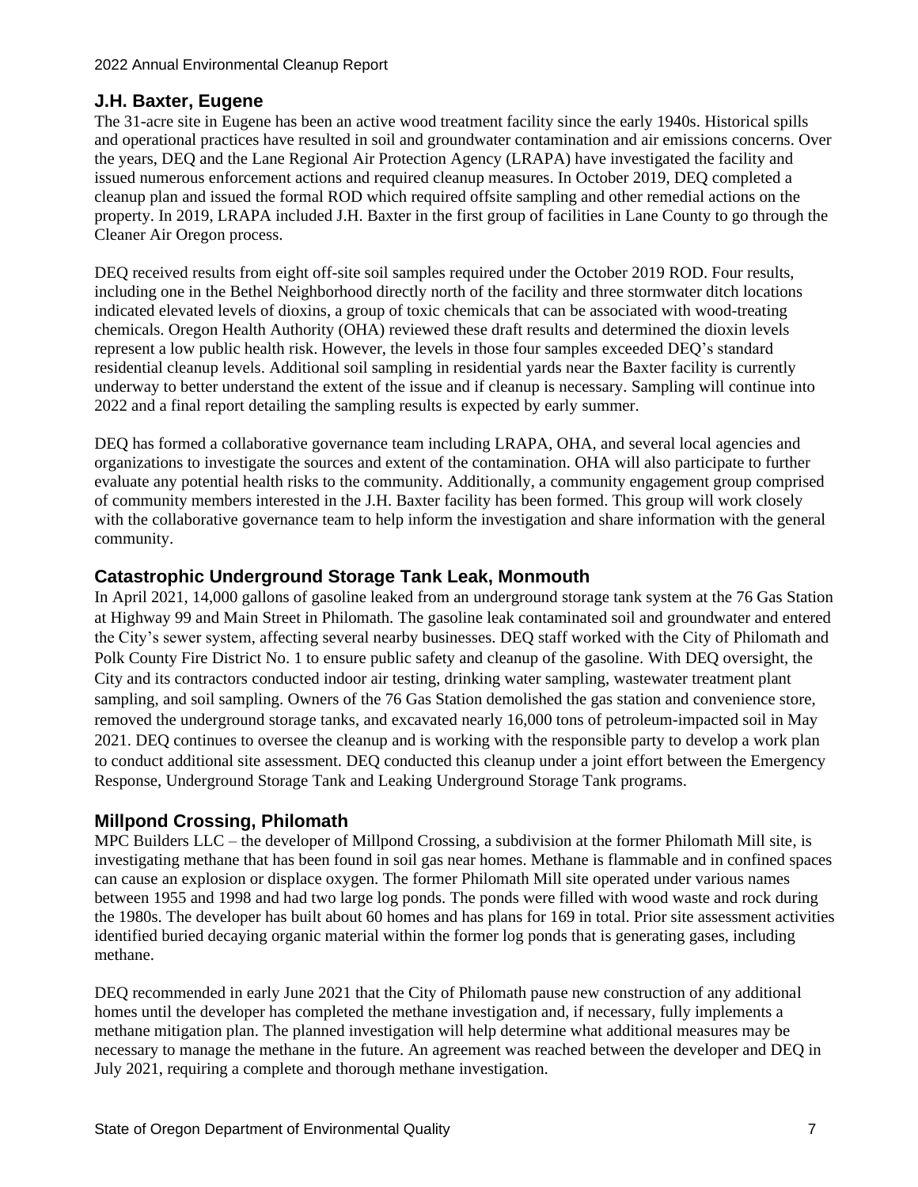## J.H. Baxter, Eugene

The 31-acre site in Eugene has been an active wood treatment facility since the early 1940s. Historical spills and operational practices have resulted in soil and groundwater contamination and air emissions concerns. Over the years, DEQ and the Lane Regional Air Protection Agency (LRAPA) have investigated the facility and issued numerous enforcement actions and required cleanup measures. In October 2019, DEQ completed a cleanup plan and issued the formal ROD which required offsite sampling and other remedial actions on the property. In 2019, LRAPA included J.H. Baxter in the first group of facilities in Lane County to go through the Cleaner Air Oregon process.

DEQ received results from eight off-site soil samples required under the October 2019 ROD. Four results, including one in the Bethel Neighborhood directly north of the facility and three stormwater ditch locations indicated elevated levels of dioxins, a group of toxic chemicals that can be associated with wood-treating chemicals. Oregon Health Authority (OHA) reviewed these draft results and determined the dioxin levels represent a low public health risk. However, the levels in those four samples exceeded DEQ's standard residential cleanup levels. Additional soil sampling in residential yards near the Baxter facility is currently underway to better understand the extent of the issue and if cleanup is necessary. Sampling will continue into 2022 and a final report detailing the sampling results is expected by early summer.

DEQ has formed a collaborative governance team including LRAPA, OHA, and several local agencies and organizations to investigate the sources and extent of the contamination. OHA will also participate to further evaluate any potential health risks to the community. Additionally, a community engagement group comprised of community members interested in the J.H. Baxter facility has been formed. This group will work closely with the collaborative governance team to help inform the investigation and share information with the general community.

## Catastrophic Underground Storage Tank Leak, Monmouth

In April 2021, 14,000 gallons of gasoline leaked from an underground storage tank system at the 76 Gas Station at Highway 99 and Main Street in Philomath. The gasoline leak contaminated soil and groundwater and entered the City's sewer system, affecting several nearby businesses. DEQ staff worked with the City of Philomath and Polk County Fire District No. 1 to ensure public safety and cleanup of the gasoline. With DEQ oversight, the City and its contractors conducted indoor air testing, drinking water sampling, wastewater treatment plant sampling, and soil sampling. Owners of the 76 Gas Station demolished the gas station and convenience store, removed the underground storage tanks, and excavated nearly 16,000 tons of petroleum-impacted soil in May 2021. DEQ continues to oversee the cleanup and is working with the responsible party to develop a work plan to conduct additional site assessment. DEQ conducted this cleanup under a joint effort between the Emergency Response, Underground Storage Tank and Leaking Underground Storage Tank programs.

## Millpond Crossing, Philomath

MPC Builders LLC – the developer of Millpond Crossing, a subdivision at the former Philomath Mill site, is investigating methane that has been found in soil gas near homes. Methane is flammable and in confined spaces can cause an explosion or displace oxygen. The former Philomath Mill site operated under various names between 1955 and 1998 and had two large log ponds. The ponds were filled with wood waste and rock during the 1980s. The developer has built about 60 homes and has plans for 169 in total. Prior site assessment activities identified buried decaying organic material within the former log ponds that is generating gases, including methane.

DEQ recommended in early June 2021 that the City of Philomath pause new construction of any additional homes until the developer has completed the methane investigation and, if necessary, fully implements a methane mitigation plan. The planned investigation will help determine what additional measures may be necessary to manage the methane in the future. An agreement was reached between the developer and DEQ in July 2021, requiring a complete and thorough methane investigation.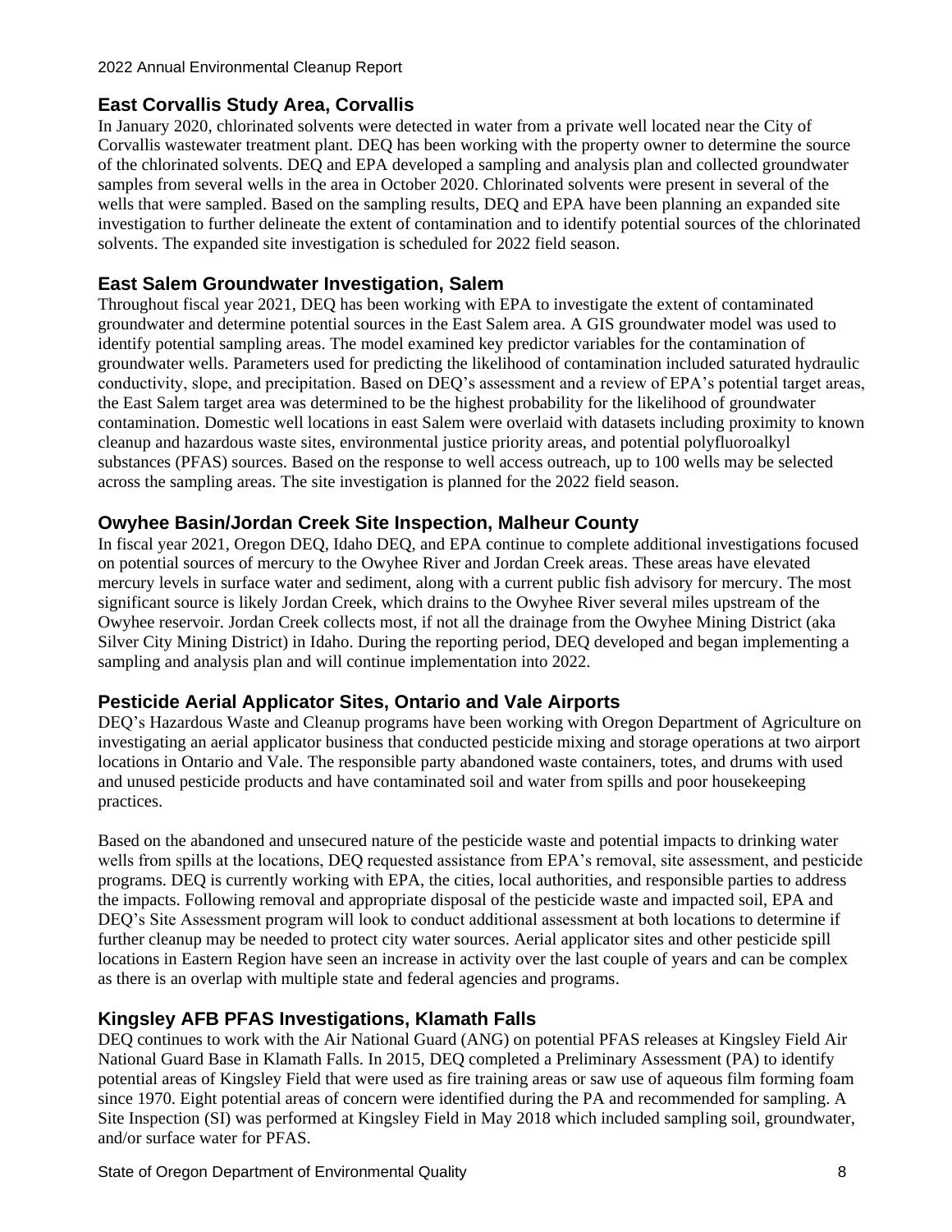## East Corvallis Study Area, Corvallis

In January 2020, chlorinated solvents were detected in water from a private well located near the City of Corvallis wastewater treatment plant. DEQ has been working with the property owner to determine the source of the chlorinated solvents. DEQ and EPA developed a sampling and analysis plan and collected groundwater samples from several wells in the area in October 2020. Chlorinated solvents were present in several of the wells that were sampled. Based on the sampling results, DEQ and EPA have been planning an expanded site investigation to further delineate the extent of contamination and to identify potential sources of the chlorinated solvents. The expanded site investigation is scheduled for 2022 field season.

## East Salem Groundwater Investigation, Salem

Throughout fiscal year 2021, DEQ has been working with EPA to investigate the extent of contaminated groundwater and determine potential sources in the East Salem area. A GIS groundwater model was used to identify potential sampling areas. The model examined key predictor variables for the contamination of groundwater wells. Parameters used for predicting the likelihood of contamination included saturated hydraulic conductivity, slope, and precipitation. Based on DEQ's assessment and a review of EPA's potential target areas, the East Salem target area was determined to be the highest probability for the likelihood of groundwater contamination. Domestic well locations in east Salem were overlaid with datasets including proximity to known cleanup and hazardous waste sites, environmental justice priority areas, and potential polyfluoroalkyl substances (PFAS) sources. Based on the response to well access outreach, up to 100 wells may be selected across the sampling areas. The site investigation is planned for the 2022 field season.

## Owyhee Basin/Jordan Creek Site Inspection, Malheur County

In fiscal year 2021, Oregon DEQ, Idaho DEQ, and EPA continue to complete additional investigations focused on potential sources of mercury to the Owyhee River and Jordan Creek areas. These areas have elevated mercury levels in surface water and sediment, along with a current public fish advisory for mercury. The most significant source is likely Jordan Creek, which drains to the Owyhee River several miles upstream of the Owyhee reservoir. Jordan Creek collects most, if not all the drainage from the Owyhee Mining District (aka Silver City Mining District) in Idaho. During the reporting period, DEQ developed and began implementing a sampling and analysis plan and will continue implementation into 2022.

## Pesticide Aerial Applicator Sites, Ontario and Vale Airports

DEQ's Hazardous Waste and Cleanup programs have been working with Oregon Department of Agriculture on investigating an aerial applicator business that conducted pesticide mixing and storage operations at two airport locations in Ontario and Vale. The responsible party abandoned waste containers, totes, and drums with used and unused pesticide products and have contaminated soil and water from spills and poor housekeeping practices.

Based on the abandoned and unsecured nature of the pesticide waste and potential impacts to drinking water wells from spills at the locations, DEQ requested assistance from EPA's removal, site assessment, and pesticide programs. DEQ is currently working with EPA, the cities, local authorities, and responsible parties to address the impacts. Following removal and appropriate disposal of the pesticide waste and impacted soil, EPA and DEQ's Site Assessment program will look to conduct additional assessment at both locations to determine if further cleanup may be needed to protect city water sources. Aerial applicator sites and other pesticide spill locations in Eastern Region have seen an increase in activity over the last couple of years and can be complex as there is an overlap with multiple state and federal agencies and programs.

## Kingsley AFB PFAS Investigations, Klamath Falls

DEQ continues to work with the Air National Guard (ANG) on potential PFAS releases at Kingsley Field Air National Guard Base in Klamath Falls. In 2015, DEQ completed a Preliminary Assessment (PA) to identify potential areas of Kingsley Field that were used as fire training areas or saw use of aqueous film forming foam since 1970. Eight potential areas of concern were identified during the PA and recommended for sampling. A Site Inspection (SI) was performed at Kingsley Field in May 2018 which included sampling soil, groundwater, and/or surface water for PFAS.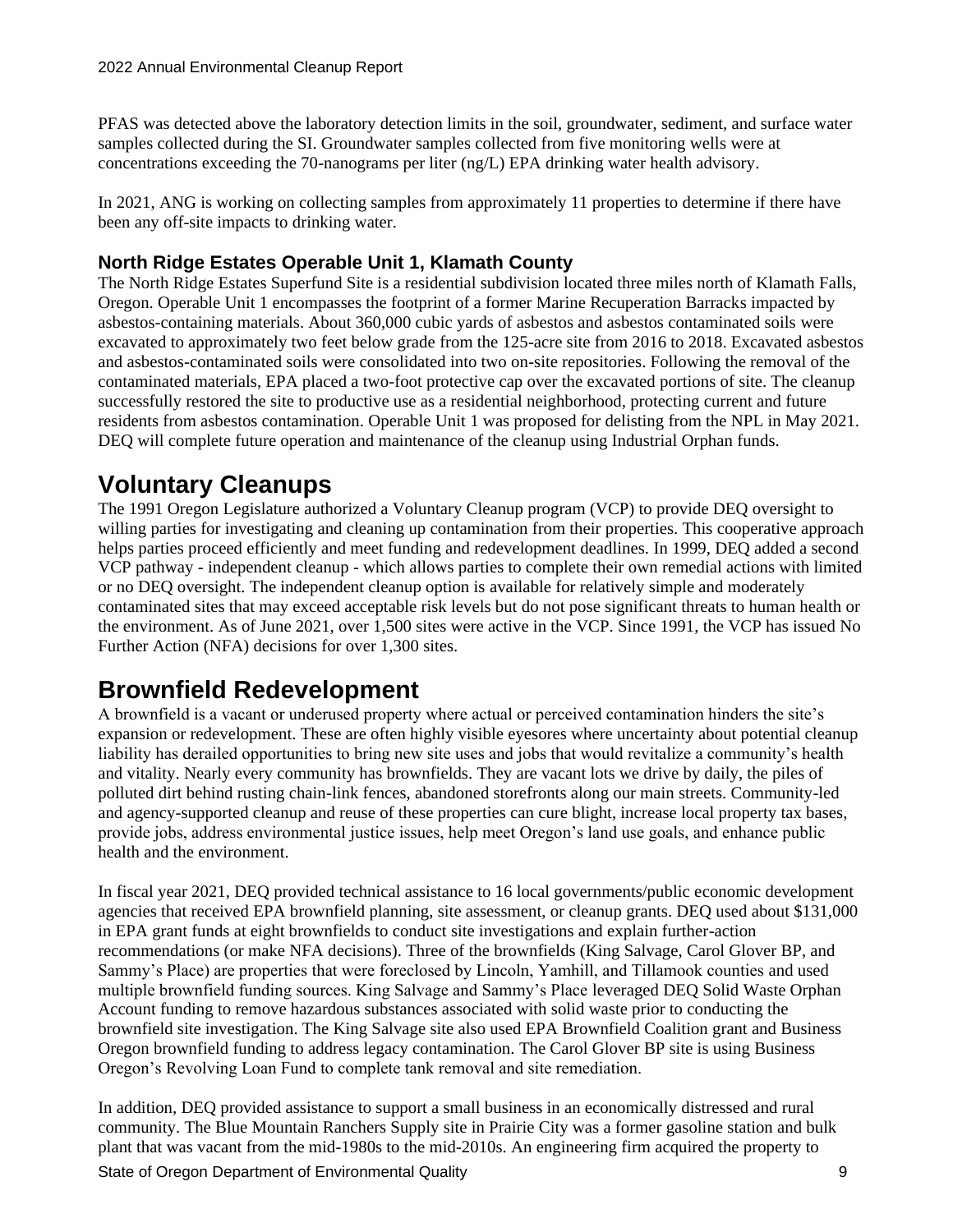PFAS was detected above the laboratory detection limits in the soil, groundwater, sediment, and surface water samples collected during the SI. Groundwater samples collected from five monitoring wells were at concentrations exceeding the 70-nanograms per liter (ng/L) EPA drinking water health advisory.

In 2021, ANG is working on collecting samples from approximately 11 properties to determine if there have been any off-site impacts to drinking water.

### North Ridge Estates Operable Unit 1, Klamath County

The North Ridge Estates Superfund Site is a residential subdivision located three miles north of Klamath Falls, Oregon. Operable Unit 1 encompasses the footprint of a former Marine Recuperation Barracks impacted by asbestos-containing materials. About 360,000 cubic yards of asbestos and asbestos contaminated soils were excavated to approximately two feet below grade from the 125-acre site from 2016 to 2018. Excavated asbestos and asbestos-contaminated soils were consolidated into two on-site repositories. Following the removal of the contaminated materials, EPA placed a two-foot protective cap over the excavated portions of site. The cleanup successfully restored the site to productive use as a residential neighborhood, protecting current and future residents from asbestos contamination. Operable Unit 1 was proposed for delisting from the NPL in May 2021. DEQ will complete future operation and maintenance of the cleanup using Industrial Orphan funds.

## Voluntary Cleanups

The 1991 Oregon Legislature authorized a Voluntary Cleanup program (VCP) to provide DEQ oversight to willing parties for investigating and cleaning up contamination from their properties. This cooperative approach helps parties proceed efficiently and meet funding and redevelopment deadlines. In 1999, DEQ added a second VCP pathway - independent cleanup - which allows parties to complete their own remedial actions with limited or no DEQ oversight. The independent cleanup option is available for relatively simple and moderately contaminated sites that may exceed acceptable risk levels but do not pose significant threats to human health or the environment. As of June 2021, over 1,500 sites were active in the VCP. Since 1991, the VCP has issued No Further Action (NFA) decisions for over 1,300 sites.

## Brownfield Redevelopment

A brownfield is a vacant or underused property where actual or perceived contamination hinders the site's expansion or redevelopment. These are often highly visible eyesores where uncertainty about potential cleanup liability has derailed opportunities to bring new site uses and jobs that would revitalize a community's health and vitality. Nearly every community has brownfields. They are vacant lots we drive by daily, the piles of polluted dirt behind rusting chain-link fences, abandoned storefronts along our main streets. Community-led and agency-supported cleanup and reuse of these properties can cure blight, increase local property tax bases, provide jobs, address environmental justice issues, help meet Oregon's land use goals, and enhance public health and the environment.

In fiscal year 2021, DEQ provided technical assistance to 16 local governments/public economic development agencies that received EPA brownfield planning, site assessment, or cleanup grants. DEQ used about $131,000 in EPA grant funds at eight brownfields to conduct site investigations and explain further-action recommendations (or make NFA decisions). Three of the brownfields (King Salvage, Carol Glover BP, and Sammy's Place) are properties that were foreclosed by Lincoln, Yamhill, and Tillamook counties and used multiple brownfield funding sources. King Salvage and Sammy's Place leveraged DEQ Solid Waste Orphan Account funding to remove hazardous substances associated with solid waste prior to conducting the brownfield site investigation. The King Salvage site also used EPA Brownfield Coalition grant and Business Oregon brownfield funding to address legacy contamination. The Carol Glover BP site is using Business Oregon's Revolving Loan Fund to complete tank removal and site remediation.

In addition, DEQ provided assistance to support a small business in an economically distressed and rural community. The Blue Mountain Ranchers Supply site in Prairie City was a former gasoline station and bulk plant that was vacant from the mid-1980s to the mid-2010s. An engineering firm acquired the property to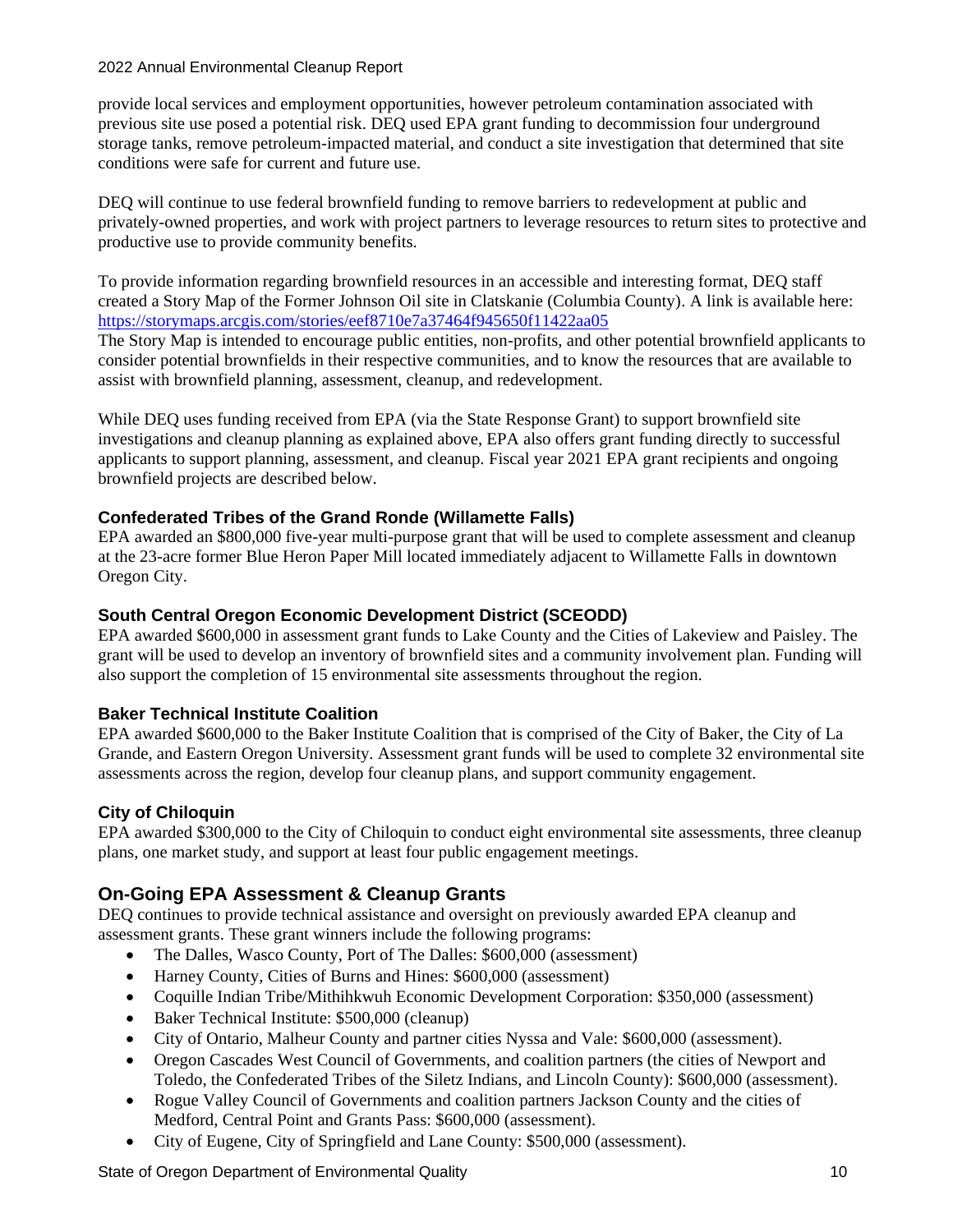provide local services and employment opportunities, however petroleum contamination associated with previous site use posed a potential risk. DEQ used EPA grant funding to decommission four underground storage tanks, remove petroleum-impacted material, and conduct a site investigation that determined that site conditions were safe for current and future use.

DEQ will continue to use federal brownfield funding to remove barriers to redevelopment at public and privately-owned properties, and work with project partners to leverage resources to return sites to protective and productive use to provide community benefits.

To provide information regarding brownfield resources in an accessible and interesting format, DEQ staff created a Story Map of the Former Johnson Oil site in Clatskanie (Columbia County). A link is available here: [https://storymaps.arcgis.com/stories/eef8710e7a37464f945650f11422aa05](https://storymaps.arcgis.com/stories/eef8710e7a37464f945650f11422aa05)
The Story Map is intended to encourage public entities, non-profits, and other potential brownfield applicants to consider potential brownfields in their respective communities, and to know the resources that are available to assist with brownfield planning, assessment, cleanup, and redevelopment.

While DEQ uses funding received from EPA (via the State Response Grant) to support brownfield site investigations and cleanup planning as explained above, EPA also offers grant funding directly to successful applicants to support planning, assessment, and cleanup. Fiscal year 2021 EPA grant recipients and ongoing brownfield projects are described below.

### Confederated Tribes of the Grand Ronde (Willamette Falls)

EPA awarded an $800,000 five-year multi-purpose grant that will be used to complete assessment and cleanup at the 23-acre former Blue Heron Paper Mill located immediately adjacent to Willamette Falls in downtown Oregon City.

### South Central Oregon Economic Development District (SCEODD)

EPA awarded $600,000 in assessment grant funds to Lake County and the Cities of Lakeview and Paisley. The grant will be used to develop an inventory of brownfield sites and a community involvement plan. Funding will also support the completion of 15 environmental site assessments throughout the region.

### Baker Technical Institute Coalition

EPA awarded $600,000 to the Baker Institute Coalition that is comprised of the City of Baker, the City of La Grande, and Eastern Oregon University. Assessment grant funds will be used to complete 32 environmental site assessments across the region, develop four cleanup plans, and support community engagement.

### City of Chiloquin

EPA awarded $300,000 to the City of Chiloquin to conduct eight environmental site assessments, three cleanup plans, one market study, and support at least four public engagement meetings.

## On-Going EPA Assessment & Cleanup Grants

DEQ continues to provide technical assistance and oversight on previously awarded EPA cleanup and assessment grants. These grant winners include the following programs:

- The Dalles, Wasco County, Port of The Dalles: $600,000 (assessment)
- Harney County, Cities of Burns and Hines: $600,000 (assessment)
- Coquille Indian Tribe/Mithihkwuh Economic Development Corporation: $350,000 (assessment)
- Baker Technical Institute: $500,000 (cleanup)
- City of Ontario, Malheur County and partner cities Nyssa and Vale: $600,000 (assessment).
- Oregon Cascades West Council of Governments, and coalition partners (the cities of Newport and Toledo, the Confederated Tribes of the Siletz Indians, and Lincoln County): $600,000 (assessment).
- Rogue Valley Council of Governments and coalition partners Jackson County and the cities of Medford, Central Point and Grants Pass: $600,000 (assessment).
- City of Eugene, City of Springfield and Lane County: $500,000 (assessment).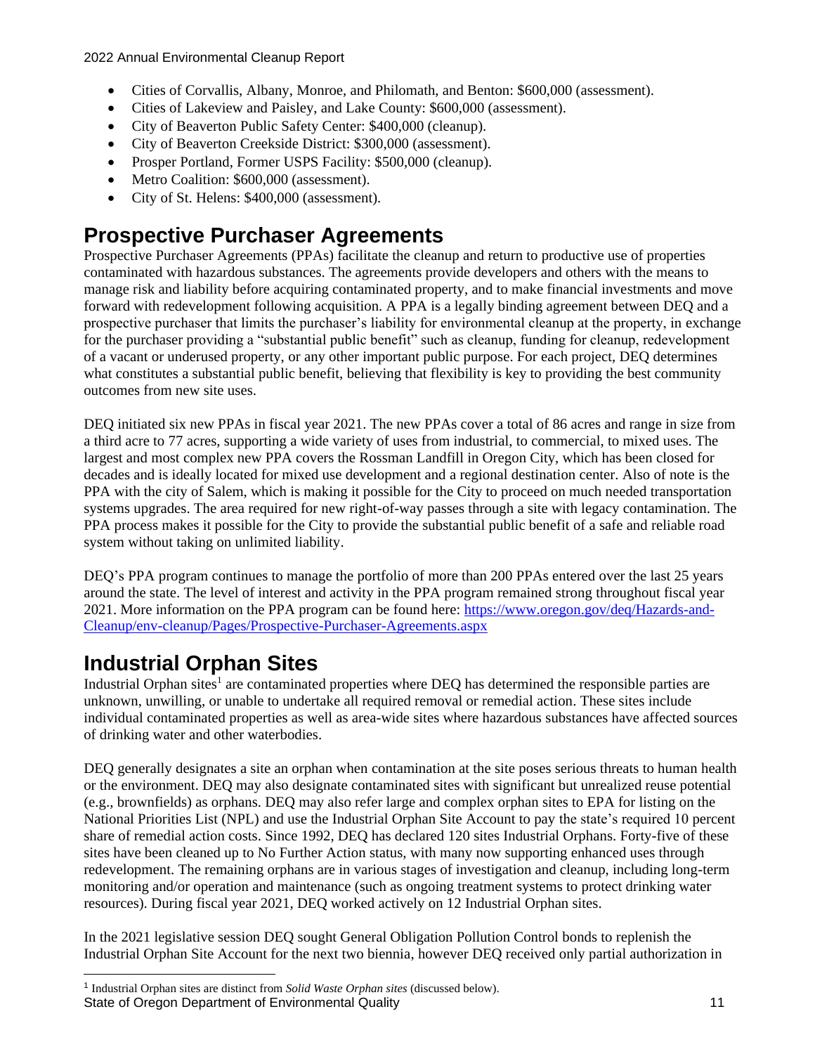- Cities of Corvallis, Albany, Monroe, and Philomath, and Benton: $600,000 (assessment).
- Cities of Lakeview and Paisley, and Lake County: $600,000 (assessment).
- City of Beaverton Public Safety Center: $400,000 (cleanup).
- City of Beaverton Creekside District: $300,000 (assessment).
- Prosper Portland, Former USPS Facility: $500,000 (cleanup).
- Metro Coalition: $600,000 (assessment).
- City of St. Helens: $400,000 (assessment).

# Prospective Purchaser Agreements

Prospective Purchaser Agreements (PPAs) facilitate the cleanup and return to productive use of properties contaminated with hazardous substances. The agreements provide developers and others with the means to manage risk and liability before acquiring contaminated property, and to make financial investments and move forward with redevelopment following acquisition. A PPA is a legally binding agreement between DEQ and a prospective purchaser that limits the purchaser's liability for environmental cleanup at the property, in exchange for the purchaser providing a "substantial public benefit" such as cleanup, funding for cleanup, redevelopment of a vacant or underused property, or any other important public purpose. For each project, DEQ determines what constitutes a substantial public benefit, believing that flexibility is key to providing the best community outcomes from new site uses.

DEQ initiated six new PPAs in fiscal year 2021. The new PPAs cover a total of 86 acres and range in size from a third acre to 77 acres, supporting a wide variety of uses from industrial, to commercial, to mixed uses. The largest and most complex new PPA covers the Rossman Landfill in Oregon City, which has been closed for decades and is ideally located for mixed use development and a regional destination center. Also of note is the PPA with the city of Salem, which is making it possible for the City to proceed on much needed transportation systems upgrades. The area required for new right-of-way passes through a site with legacy contamination. The PPA process makes it possible for the City to provide the substantial public benefit of a safe and reliable road system without taking on unlimited liability.

DEQ's PPA program continues to manage the portfolio of more than 200 PPAs entered over the last 25 years around the state. The level of interest and activity in the PPA program remained strong throughout fiscal year 2021. More information on the PPA program can be found here: https://www.oregon.gov/deq/Hazards-and-Cleanup/env-cleanup/Pages/Prospective-Purchaser-Agreements.aspx

# Industrial Orphan Sites

Industrial Orphan sites[1] are contaminated properties where DEQ has determined the responsible parties are unknown, unwilling, or unable to undertake all required removal or remedial action. These sites include individual contaminated properties as well as area-wide sites where hazardous substances have affected sources of drinking water and other waterbodies.

DEQ generally designates a site an orphan when contamination at the site poses serious threats to human health or the environment. DEQ may also designate contaminated sites with significant but unrealized reuse potential (e.g., brownfields) as orphans. DEQ may also refer large and complex orphan sites to EPA for listing on the National Priorities List (NPL) and use the Industrial Orphan Site Account to pay the state's required 10 percent share of remedial action costs. Since 1992, DEQ has declared 120 sites Industrial Orphans. Forty-five of these sites have been cleaned up to No Further Action status, with many now supporting enhanced uses through redevelopment. The remaining orphans are in various stages of investigation and cleanup, including long-term monitoring and/or operation and maintenance (such as ongoing treatment systems to protect drinking water resources). During fiscal year 2021, DEQ worked actively on 12 Industrial Orphan sites.

In the 2021 legislative session DEQ sought General Obligation Pollution Control bonds to replenish the Industrial Orphan Site Account for the next two biennia, however DEQ received only partial authorization in

[1] Industrial Orphan sites are distinct from *Solid Waste Orphan sites* (discussed below).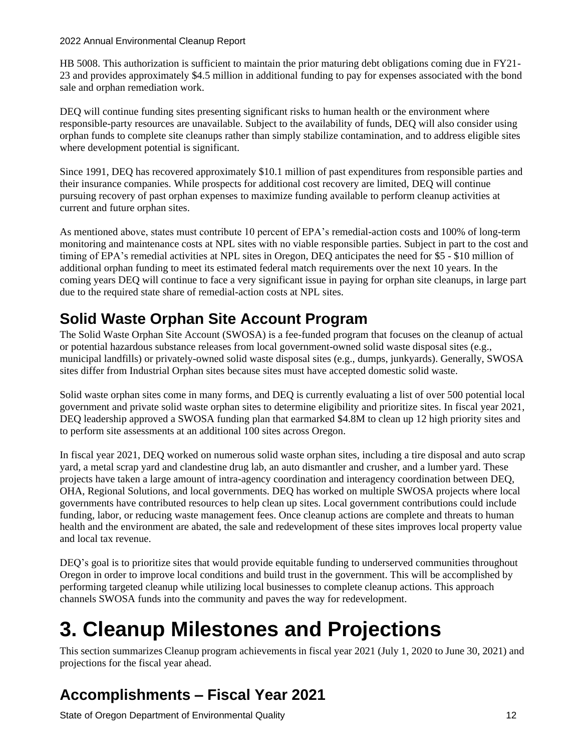HB 5008. This authorization is sufficient to maintain the prior maturing debt obligations coming due in FY21-23 and provides approximately $4.5 million in additional funding to pay for expenses associated with the bond sale and orphan remediation work.

DEQ will continue funding sites presenting significant risks to human health or the environment where responsible-party resources are unavailable. Subject to the availability of funds, DEQ will also consider using orphan funds to complete site cleanups rather than simply stabilize contamination, and to address eligible sites where development potential is significant.

Since 1991, DEQ has recovered approximately $10.1 million of past expenditures from responsible parties and their insurance companies. While prospects for additional cost recovery are limited, DEQ will continue pursuing recovery of past orphan expenses to maximize funding available to perform cleanup activities at current and future orphan sites.

As mentioned above, states must contribute 10 percent of EPA's remedial-action costs and 100% of long-term monitoring and maintenance costs at NPL sites with no viable responsible parties. Subject in part to the cost and timing of EPA's remedial activities at NPL sites in Oregon, DEQ anticipates the need for $5 - $10 million of additional orphan funding to meet its estimated federal match requirements over the next 10 years. In the coming years DEQ will continue to face a very significant issue in paying for orphan site cleanups, in large part due to the required state share of remedial-action costs at NPL sites.

## Solid Waste Orphan Site Account Program

The Solid Waste Orphan Site Account (SWOSA) is a fee-funded program that focuses on the cleanup of actual or potential hazardous substance releases from local government-owned solid waste disposal sites (e.g., municipal landfills) or privately-owned solid waste disposal sites (e.g., dumps, junkyards). Generally, SWOSA sites differ from Industrial Orphan sites because sites must have accepted domestic solid waste.

Solid waste orphan sites come in many forms, and DEQ is currently evaluating a list of over 500 potential local government and private solid waste orphan sites to determine eligibility and prioritize sites. In fiscal year 2021, DEQ leadership approved a SWOSA funding plan that earmarked $4.8M to clean up 12 high priority sites and to perform site assessments at an additional 100 sites across Oregon.

In fiscal year 2021, DEQ worked on numerous solid waste orphan sites, including a tire disposal and auto scrap yard, a metal scrap yard and clandestine drug lab, an auto dismantler and crusher, and a lumber yard. These projects have taken a large amount of intra-agency coordination and interagency coordination between DEQ, OHA, Regional Solutions, and local governments. DEQ has worked on multiple SWOSA projects where local governments have contributed resources to help clean up sites. Local government contributions could include funding, labor, or reducing waste management fees. Once cleanup actions are complete and threats to human health and the environment are abated, the sale and redevelopment of these sites improves local property value and local tax revenue.

DEQ's goal is to prioritize sites that would provide equitable funding to underserved communities throughout Oregon in order to improve local conditions and build trust in the government. This will be accomplished by performing targeted cleanup while utilizing local businesses to complete cleanup actions. This approach channels SWOSA funds into the community and paves the way for redevelopment.

# 3. Cleanup Milestones and Projections

This section summarizes Cleanup program achievements in fiscal year 2021 (July 1, 2020 to June 30, 2021) and projections for the fiscal year ahead.

## Accomplishments – Fiscal Year 2021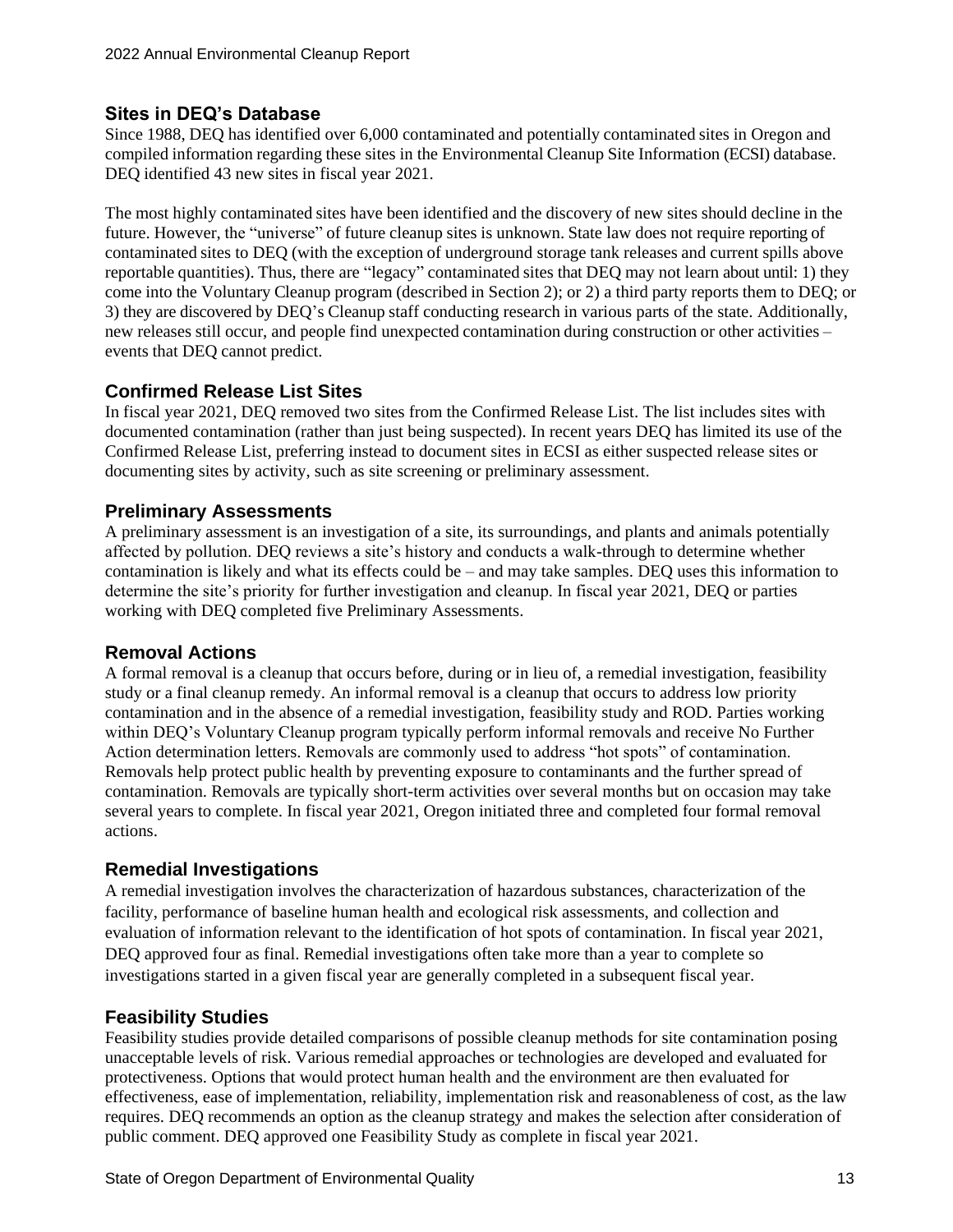## Sites in DEQ's Database

Since 1988, DEQ has identified over 6,000 contaminated and potentially contaminated sites in Oregon and compiled information regarding these sites in the Environmental Cleanup Site Information (ECSI) database. DEQ identified 43 new sites in fiscal year 2021.

The most highly contaminated sites have been identified and the discovery of new sites should decline in the future. However, the "universe" of future cleanup sites is unknown. State law does not require reporting of contaminated sites to DEQ (with the exception of underground storage tank releases and current spills above reportable quantities). Thus, there are "legacy" contaminated sites that DEQ may not learn about until: 1) they come into the Voluntary Cleanup program (described in Section 2); or 2) a third party reports them to DEQ; or 3) they are discovered by DEQ's Cleanup staff conducting research in various parts of the state. Additionally, new releases still occur, and people find unexpected contamination during construction or other activities – events that DEQ cannot predict.

## Confirmed Release List Sites

In fiscal year 2021, DEQ removed two sites from the Confirmed Release List. The list includes sites with documented contamination (rather than just being suspected). In recent years DEQ has limited its use of the Confirmed Release List, preferring instead to document sites in ECSI as either suspected release sites or documenting sites by activity, such as site screening or preliminary assessment.

## Preliminary Assessments

A preliminary assessment is an investigation of a site, its surroundings, and plants and animals potentially affected by pollution. DEQ reviews a site's history and conducts a walk-through to determine whether contamination is likely and what its effects could be – and may take samples. DEQ uses this information to determine the site's priority for further investigation and cleanup. In fiscal year 2021, DEQ or parties working with DEQ completed five Preliminary Assessments.

## Removal Actions

A formal removal is a cleanup that occurs before, during or in lieu of, a remedial investigation, feasibility study or a final cleanup remedy. An informal removal is a cleanup that occurs to address low priority contamination and in the absence of a remedial investigation, feasibility study and ROD. Parties working within DEQ's Voluntary Cleanup program typically perform informal removals and receive No Further Action determination letters. Removals are commonly used to address "hot spots" of contamination. Removals help protect public health by preventing exposure to contaminants and the further spread of contamination. Removals are typically short-term activities over several months but on occasion may take several years to complete. In fiscal year 2021, Oregon initiated three and completed four formal removal actions.

## Remedial Investigations

A remedial investigation involves the characterization of hazardous substances, characterization of the facility, performance of baseline human health and ecological risk assessments, and collection and evaluation of information relevant to the identification of hot spots of contamination. In fiscal year 2021, DEQ approved four as final. Remedial investigations often take more than a year to complete so investigations started in a given fiscal year are generally completed in a subsequent fiscal year.

## Feasibility Studies

Feasibility studies provide detailed comparisons of possible cleanup methods for site contamination posing unacceptable levels of risk. Various remedial approaches or technologies are developed and evaluated for protectiveness. Options that would protect human health and the environment are then evaluated for effectiveness, ease of implementation, reliability, implementation risk and reasonableness of cost, as the law requires. DEQ recommends an option as the cleanup strategy and makes the selection after consideration of public comment. DEQ approved one Feasibility Study as complete in fiscal year 2021.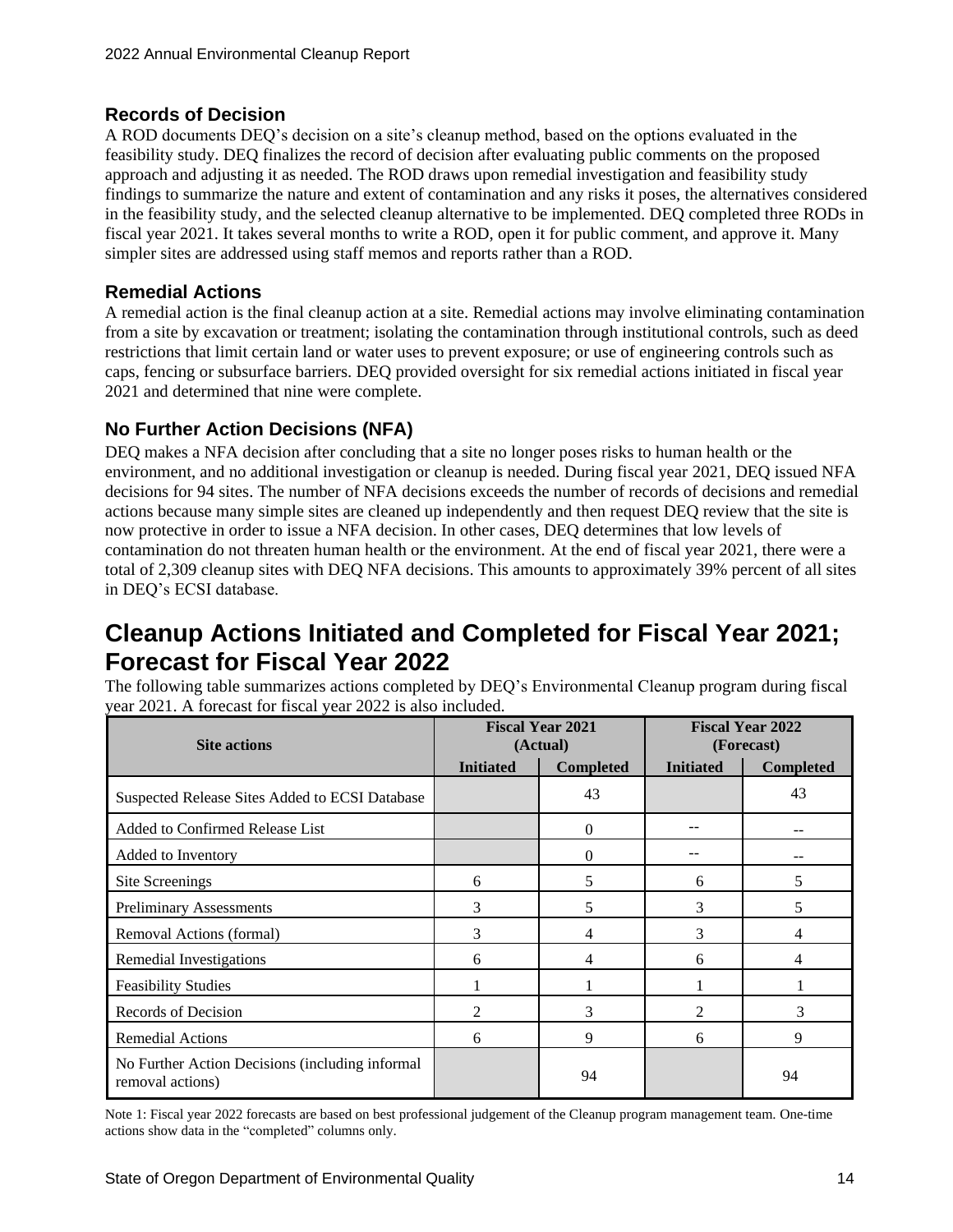### Records of Decision

A ROD documents DEQ's decision on a site's cleanup method, based on the options evaluated in the feasibility study. DEQ finalizes the record of decision after evaluating public comments on the proposed approach and adjusting it as needed. The ROD draws upon remedial investigation and feasibility study findings to summarize the nature and extent of contamination and any risks it poses, the alternatives considered in the feasibility study, and the selected cleanup alternative to be implemented. DEQ completed three RODs in fiscal year 2021. It takes several months to write a ROD, open it for public comment, and approve it. Many simpler sites are addressed using staff memos and reports rather than a ROD.

### Remedial Actions

A remedial action is the final cleanup action at a site. Remedial actions may involve eliminating contamination from a site by excavation or treatment; isolating the contamination through institutional controls, such as deed restrictions that limit certain land or water uses to prevent exposure; or use of engineering controls such as caps, fencing or subsurface barriers. DEQ provided oversight for six remedial actions initiated in fiscal year 2021 and determined that nine were complete.

### No Further Action Decisions (NFA)

DEQ makes a NFA decision after concluding that a site no longer poses risks to human health or the environment, and no additional investigation or cleanup is needed. During fiscal year 2021, DEQ issued NFA decisions for 94 sites. The number of NFA decisions exceeds the number of records of decisions and remedial actions because many simple sites are cleaned up independently and then request DEQ review that the site is now protective in order to issue a NFA decision. In other cases, DEQ determines that low levels of contamination do not threaten human health or the environment. At the end of fiscal year 2021, there were a total of 2,309 cleanup sites with DEQ NFA decisions. This amounts to approximately 39% percent of all sites in DEQ's ECSI database.

## Cleanup Actions Initiated and Completed for Fiscal Year 2021; Forecast for Fiscal Year 2022

The following table summarizes actions completed by DEQ's Environmental Cleanup program during fiscal year 2021. A forecast for fiscal year 2022 is also included.

| Site actions | Fiscal Year 2021 (Actual) | | Fiscal Year 2022 (Forecast) | |
|---|---|---|---|---|
| | Initiated | Completed | Initiated | Completed |
| Suspected Release Sites Added to ECSI Database | | 43 | | 43 |
| Added to Confirmed Release List | | 0 | -- | -- |
| Added to Inventory | | 0 | -- | -- |
| Site Screenings | 6 | 5 | 6 | 5 |
| Preliminary Assessments | 3 | 5 | 3 | 5 |
| Removal Actions (formal) | 3 | 4 | 3 | 4 |
| Remedial Investigations | 6 | 4 | 6 | 4 |
| Feasibility Studies | 1 | 1 | 1 | 1 |
| Records of Decision | 2 | 3 | 2 | 3 |
| Remedial Actions | 6 | 9 | 6 | 9 |
| No Further Action Decisions (including informal removal actions) | | 94 | | 94 |

Note 1: Fiscal year 2022 forecasts are based on best professional judgement of the Cleanup program management team. One-time actions show data in the "completed" columns only.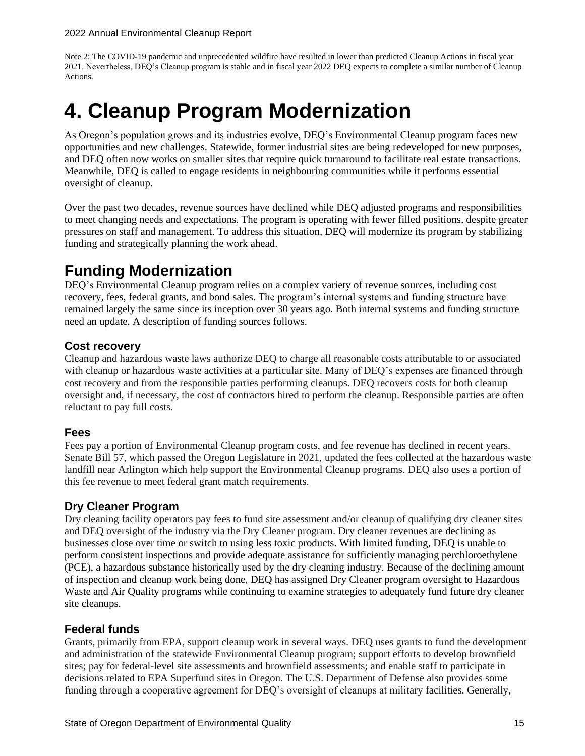Note 2: The COVID-19 pandemic and unprecedented wildfire have resulted in lower than predicted Cleanup Actions in fiscal year 2021. Nevertheless, DEQ's Cleanup program is stable and in fiscal year 2022 DEQ expects to complete a similar number of Cleanup Actions.

# 4. Cleanup Program Modernization

As Oregon's population grows and its industries evolve, DEQ's Environmental Cleanup program faces new opportunities and new challenges. Statewide, former industrial sites are being redeveloped for new purposes, and DEQ often now works on smaller sites that require quick turnaround to facilitate real estate transactions. Meanwhile, DEQ is called to engage residents in neighbouring communities while it performs essential oversight of cleanup.

Over the past two decades, revenue sources have declined while DEQ adjusted programs and responsibilities to meet changing needs and expectations. The program is operating with fewer filled positions, despite greater pressures on staff and management. To address this situation, DEQ will modernize its program by stabilizing funding and strategically planning the work ahead.

## Funding Modernization

DEQ's Environmental Cleanup program relies on a complex variety of revenue sources, including cost recovery, fees, federal grants, and bond sales. The program's internal systems and funding structure have remained largely the same since its inception over 30 years ago. Both internal systems and funding structure need an update. A description of funding sources follows.

### Cost recovery

Cleanup and hazardous waste laws authorize DEQ to charge all reasonable costs attributable to or associated with cleanup or hazardous waste activities at a particular site. Many of DEQ's expenses are financed through cost recovery and from the responsible parties performing cleanups. DEQ recovers costs for both cleanup oversight and, if necessary, the cost of contractors hired to perform the cleanup. Responsible parties are often reluctant to pay full costs.

### Fees

Fees pay a portion of Environmental Cleanup program costs, and fee revenue has declined in recent years. Senate Bill 57, which passed the Oregon Legislature in 2021, updated the fees collected at the hazardous waste landfill near Arlington which help support the Environmental Cleanup programs. DEQ also uses a portion of this fee revenue to meet federal grant match requirements.

### Dry Cleaner Program

Dry cleaning facility operators pay fees to fund site assessment and/or cleanup of qualifying dry cleaner sites and DEQ oversight of the industry via the Dry Cleaner program. Dry cleaner revenues are declining as businesses close over time or switch to using less toxic products. With limited funding, DEQ is unable to perform consistent inspections and provide adequate assistance for sufficiently managing perchloroethylene (PCE), a hazardous substance historically used by the dry cleaning industry. Because of the declining amount of inspection and cleanup work being done, DEQ has assigned Dry Cleaner program oversight to Hazardous Waste and Air Quality programs while continuing to examine strategies to adequately fund future dry cleaner site cleanups.

### Federal funds

Grants, primarily from EPA, support cleanup work in several ways. DEQ uses grants to fund the development and administration of the statewide Environmental Cleanup program; support efforts to develop brownfield sites; pay for federal-level site assessments and brownfield assessments; and enable staff to participate in decisions related to EPA Superfund sites in Oregon. The U.S. Department of Defense also provides some funding through a cooperative agreement for DEQ's oversight of cleanups at military facilities. Generally,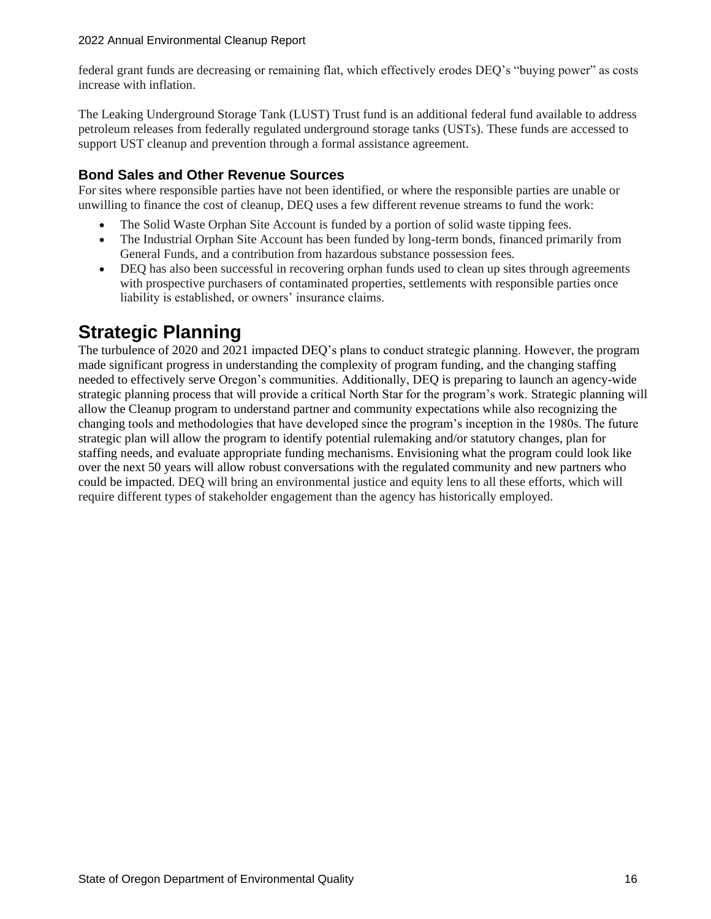federal grant funds are decreasing or remaining flat, which effectively erodes DEQ's "buying power" as costs increase with inflation.

The Leaking Underground Storage Tank (LUST) Trust fund is an additional federal fund available to address petroleum releases from federally regulated underground storage tanks (USTs). These funds are accessed to support UST cleanup and prevention through a formal assistance agreement.

### Bond Sales and Other Revenue Sources

For sites where responsible parties have not been identified, or where the responsible parties are unable or unwilling to finance the cost of cleanup, DEQ uses a few different revenue streams to fund the work:

- The Solid Waste Orphan Site Account is funded by a portion of solid waste tipping fees.
- The Industrial Orphan Site Account has been funded by long-term bonds, financed primarily from General Funds, and a contribution from hazardous substance possession fees.
- DEQ has also been successful in recovering orphan funds used to clean up sites through agreements with prospective purchasers of contaminated properties, settlements with responsible parties once liability is established, or owners' insurance claims.

## Strategic Planning

The turbulence of 2020 and 2021 impacted DEQ's plans to conduct strategic planning. However, the program made significant progress in understanding the complexity of program funding, and the changing staffing needed to effectively serve Oregon's communities. Additionally, DEQ is preparing to launch an agency-wide strategic planning process that will provide a critical North Star for the program's work. Strategic planning will allow the Cleanup program to understand partner and community expectations while also recognizing the changing tools and methodologies that have developed since the program's inception in the 1980s. The future strategic plan will allow the program to identify potential rulemaking and/or statutory changes, plan for staffing needs, and evaluate appropriate funding mechanisms. Envisioning what the program could look like over the next 50 years will allow robust conversations with the regulated community and new partners who could be impacted. DEQ will bring an environmental justice and equity lens to all these efforts, which will require different types of stakeholder engagement than the agency has historically employed.